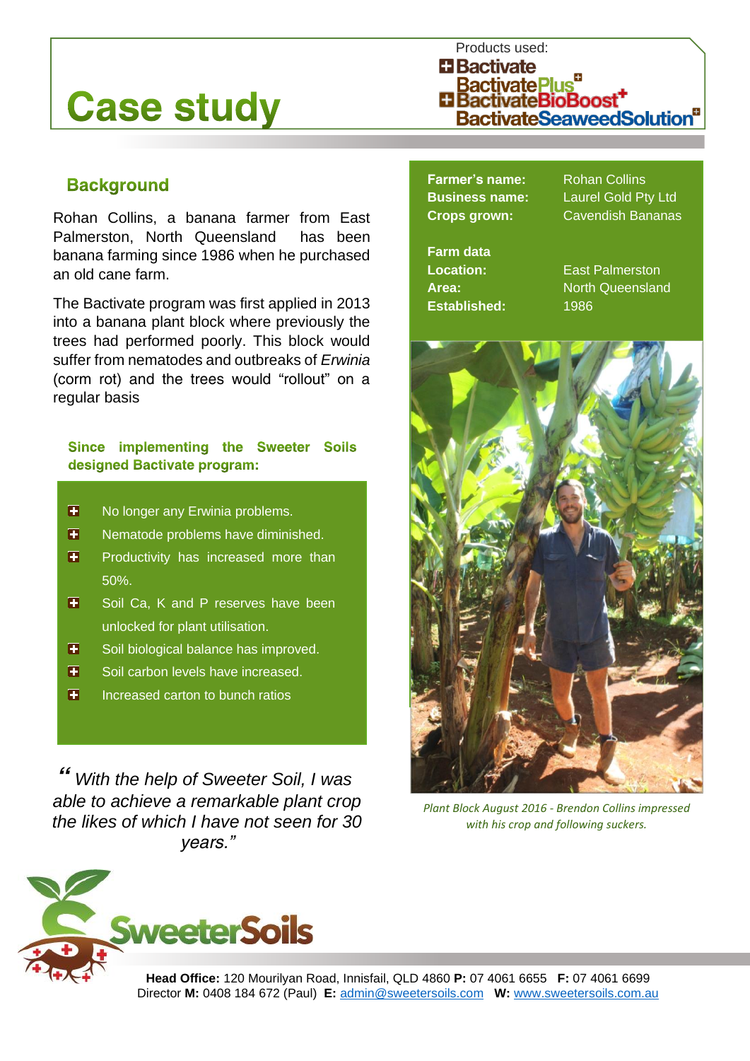# Case study

Products used:
- Bactivate
- BactivatePlus
- BactivateBioBoost
- BactivateSeaweedSolution

## Background

Rohan Collins, a banana farmer from East Palmerston, North Queensland has been banana farming since 1986 when he purchased an old cane farm.

The Bactivate program was first applied in 2013 into a banana plant block where previously the trees had performed poorly. This block would suffer from nematodes and outbreaks of *Erwinia* (corm rot) and the trees would "rollout" on a regular basis

| | |
|---|---|
| **Farmer's name:** | Rohan Collins |
| **Business name:** | Laurel Gold Pty Ltd |
| **Crops grown:** | Cavendish Bananas |
| **Farm data** | |
| **Location:** | East Palmerston |
| **Area:** | North Queensland |
| **Established:** | 1986 |

### Since implementing the Sweeter Soils designed Bactivate program:

- No longer any Erwinia problems.
- Nematode problems have diminished.
- Productivity has increased more than 50%.
- Soil Ca, K and P reserves have been unlocked for plant utilisation.
- Soil biological balance has improved.
- Soil carbon levels have increased.
- Increased carton to bunch ratios

*"With the help of Sweeter Soil, I was able to achieve a remarkable plant crop the likes of which I have not seen for 30 years."*

*Plant Block August 2016 - Brendon Collins impressed with his crop and following suckers.*

SweeterSoils

**Head Office:** 120 Mourilyan Road, Innisfail, QLD 4860 **P:** 07 4061 6655 **F:** 07 4061 6699
Director **M:** 0408 184 672 (Paul) **E:** admin@sweetersoils.com **W:** www.sweetersoils.com.au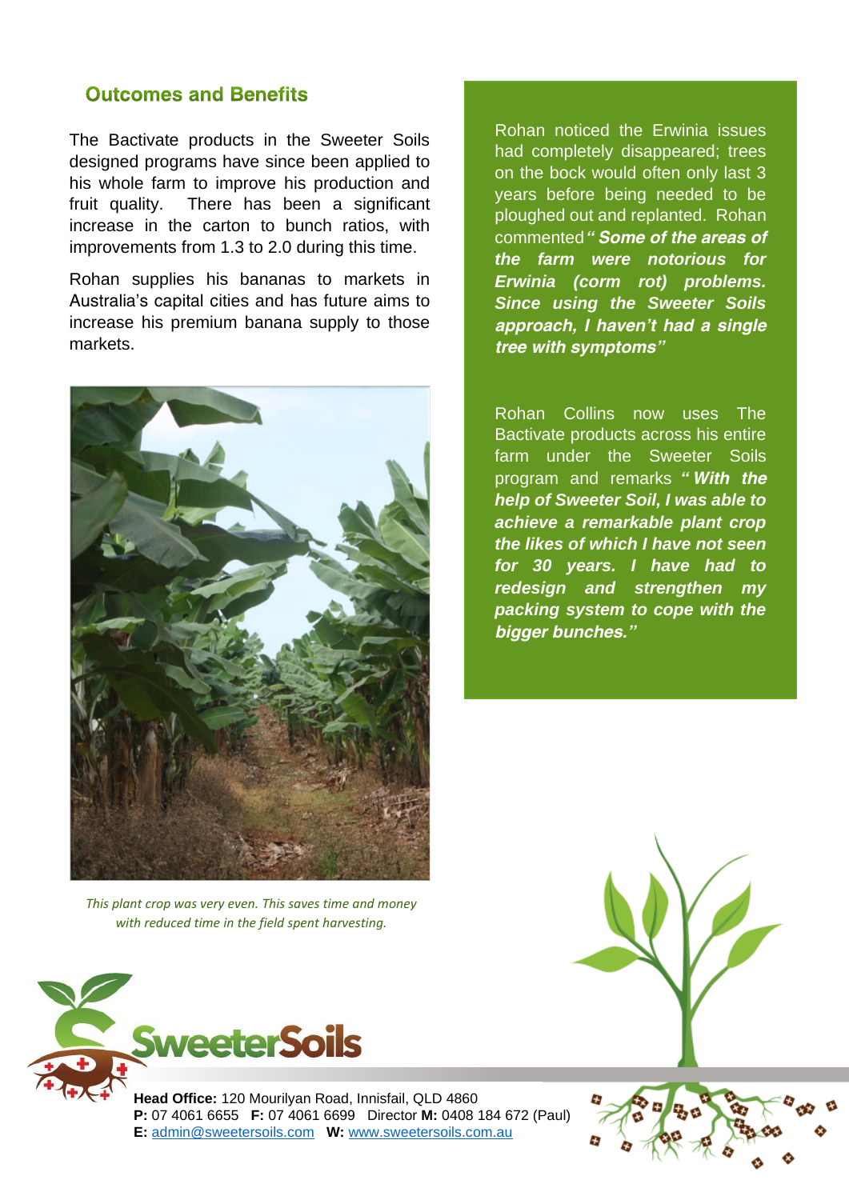## Outcomes and Benefits

The Bactivate products in the Sweeter Soils designed programs have since been applied to his whole farm to improve his production and fruit quality. There has been a significant increase in the carton to bunch ratios, with improvements from 1.3 to 2.0 during this time.

Rohan supplies his bananas to markets in Australia's capital cities and has future aims to increase his premium banana supply to those markets.

*This plant crop was very even. This saves time and money with reduced time in the field spent harvesting.*

Rohan noticed the Erwinia issues had completely disappeared; trees on the bock would often only last 3 years before being needed to be ploughed out and replanted. Rohan commented ***" Some of the areas of the farm were notorious for Erwinia (corm rot) problems. Since using the Sweeter Soils approach, I haven't had a single tree with symptoms"***

Rohan Collins now uses The Bactivate products across his entire farm under the Sweeter Soils program and remarks ***" With the help of Sweeter Soil, I was able to achieve a remarkable plant crop the likes of which I have not seen for 30 years. I have had to redesign and strengthen my packing system to cope with the bigger bunches."***

SweeterSoils

**Head Office:** 120 Mourilyan Road, Innisfail, QLD 4860
**P:** 07 4061 6655 **F:** 07 4061 6699 Director **M:** 0408 184 672 (Paul)
**E:** admin@sweetersoils.com **W:** www.sweetersoils.com.au